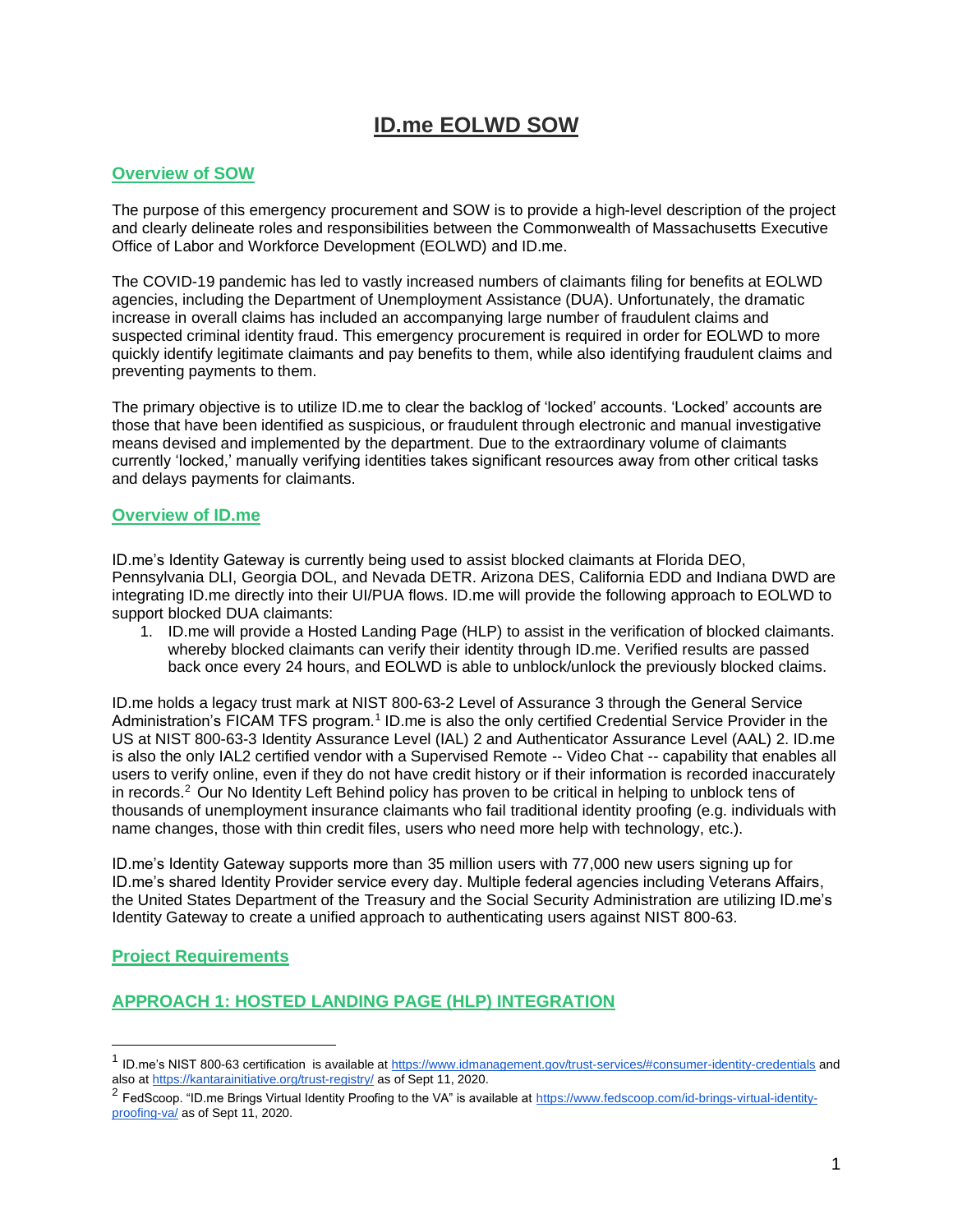# ID.me EOLWD SOW

## Overview of SOW

The purpose of this emergency procurement and SOW is to provide a high-level description of the project and clearly delineate roles and responsibilities between the Commonwealth of Massachusetts Executive Office of Labor and Workforce Development (EOLWD) and ID.me.

The COVID-19 pandemic has led to vastly increased numbers of claimants filing for benefits at EOLWD agencies, including the Department of Unemployment Assistance (DUA). Unfortunately, the dramatic increase in overall claims has included an accompanying large number of fraudulent claims and suspected criminal identity fraud. This emergency procurement is required in order for EOLWD to more quickly identify legitimate claimants and pay benefits to them, while also identifying fraudulent claims and preventing payments to them.

The primary objective is to utilize ID.me to clear the backlog of 'locked' accounts. 'Locked' accounts are those that have been identified as suspicious, or fraudulent through electronic and manual investigative means devised and implemented by the department. Due to the extraordinary volume of claimants currently 'locked,' manually verifying identities takes significant resources away from other critical tasks and delays payments for claimants.

## Overview of ID.me

ID.me's Identity Gateway is currently being used to assist blocked claimants at Florida DEO, Pennsylvania DLI, Georgia DOL, and Nevada DETR. Arizona DES, California EDD and Indiana DWD are integrating ID.me directly into their UI/PUA flows. ID.me will provide the following approach to EOLWD to support blocked DUA claimants:

1. ID.me will provide a Hosted Landing Page (HLP) to assist in the verification of blocked claimants. whereby blocked claimants can verify their identity through ID.me. Verified results are passed back once every 24 hours, and EOLWD is able to unblock/unlock the previously blocked claims.

ID.me holds a legacy trust mark at NIST 800-63-2 Level of Assurance 3 through the General Service Administration's FICAM TFS program.[1] ID.me is also the only certified Credential Service Provider in the US at NIST 800-63-3 Identity Assurance Level (IAL) 2 and Authenticator Assurance Level (AAL) 2. ID.me is also the only IAL2 certified vendor with a Supervised Remote -- Video Chat -- capability that enables all users to verify online, even if they do not have credit history or if their information is recorded inaccurately in records.[2] Our No Identity Left Behind policy has proven to be critical in helping to unblock tens of thousands of unemployment insurance claimants who fail traditional identity proofing (e.g. individuals with name changes, those with thin credit files, users who need more help with technology, etc.).

ID.me's Identity Gateway supports more than 35 million users with 77,000 new users signing up for ID.me's shared Identity Provider service every day. Multiple federal agencies including Veterans Affairs, the United States Department of the Treasury and the Social Security Administration are utilizing ID.me's Identity Gateway to create a unified approach to authenticating users against NIST 800-63.

## Project Requirements

## APPROACH 1: HOSTED LANDING PAGE (HLP) INTEGRATION

---

[1] ID.me's NIST 800-63 certification is available at https://www.idmanagement.gov/trust-services/#consumer-identity-credentials and also at https://kantarainitiative.org/trust-registry/ as of Sept 11, 2020.

[2] FedScoop. "ID.me Brings Virtual Identity Proofing to the VA" is available at https://www.fedscoop.com/id-brings-virtual-identity-proofing-va/ as of Sept 11, 2020.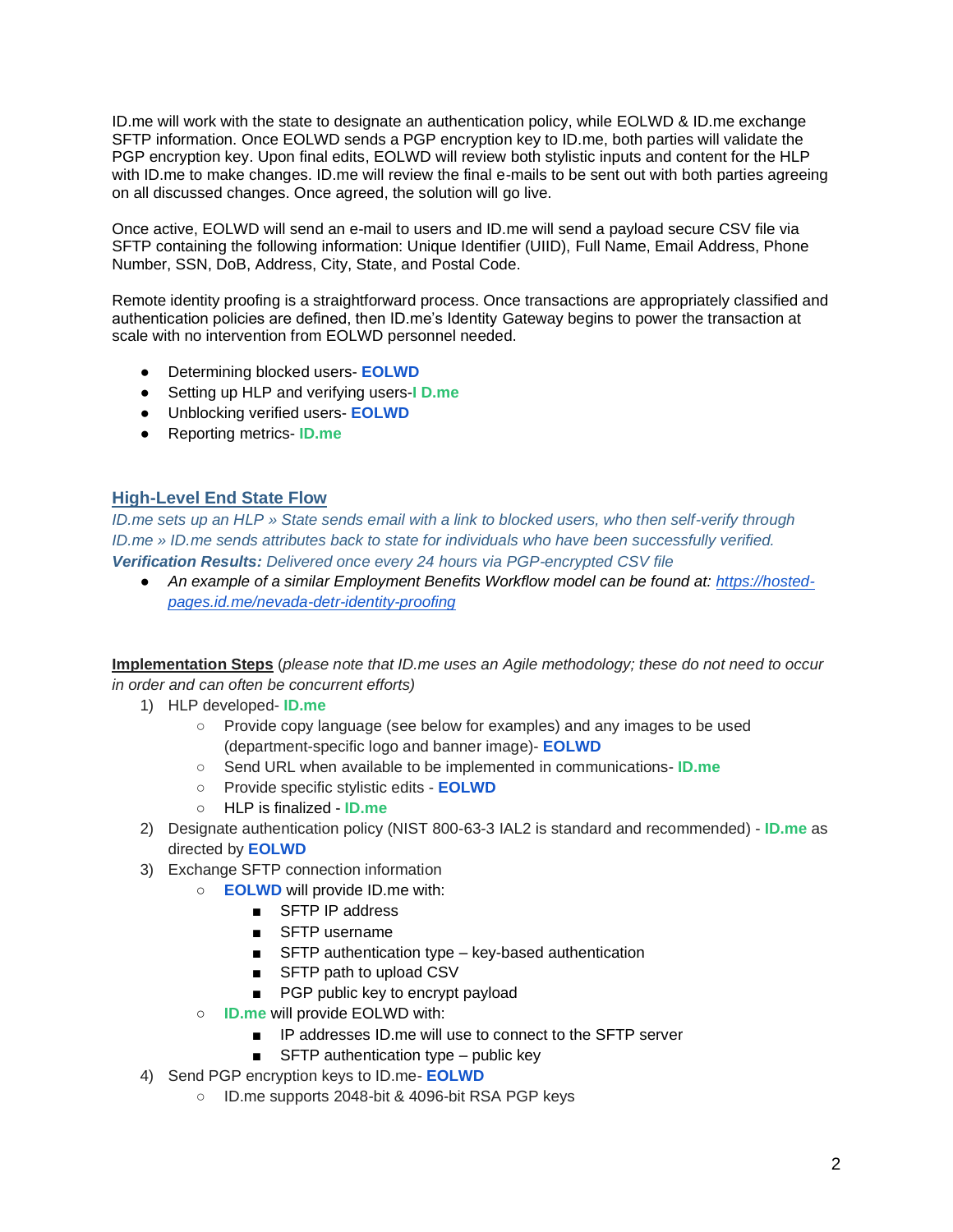ID.me will work with the state to designate an authentication policy, while EOLWD & ID.me exchange SFTP information. Once EOLWD sends a PGP encryption key to ID.me, both parties will validate the PGP encryption key. Upon final edits, EOLWD will review both stylistic inputs and content for the HLP with ID.me to make changes. ID.me will review the final e-mails to be sent out with both parties agreeing on all discussed changes. Once agreed, the solution will go live.

Once active, EOLWD will send an e-mail to users and ID.me will send a payload secure CSV file via SFTP containing the following information: Unique Identifier (UIID), Full Name, Email Address, Phone Number, SSN, DoB, Address, City, State, and Postal Code.

Remote identity proofing is a straightforward process. Once transactions are appropriately classified and authentication policies are defined, then ID.me's Identity Gateway begins to power the transaction at scale with no intervention from EOLWD personnel needed.

- Determining blocked users- **EOLWD**
- Setting up HLP and verifying users-**I D.me**
- Unblocking verified users- **EOLWD**
- Reporting metrics- **ID.me**

## High-Level End State Flow

*ID.me sets up an HLP » State sends email with a link to blocked users, who then self-verify through ID.me » ID.me sends attributes back to state for individuals who have been successfully verified.*
***Verification Results:*** *Delivered once every 24 hours via PGP-encrypted CSV file*

- *An example of a similar Employment Benefits Workflow model can be found at: https://hosted-pages.id.me/nevada-detr-identity-proofing*

**Implementation Steps** (*please note that ID.me uses an Agile methodology; these do not need to occur in order and can often be concurrent efforts*)

1) HLP developed- **ID.me**
   - Provide copy language (see below for examples) and any images to be used (department-specific logo and banner image)- **EOLWD**
   - Send URL when available to be implemented in communications- **ID.me**
   - Provide specific stylistic edits - **EOLWD**
   - HLP is finalized - **ID.me**
2) Designate authentication policy (NIST 800-63-3 IAL2 is standard and recommended) - **ID.me** as directed by **EOLWD**
3) Exchange SFTP connection information
   - **EOLWD** will provide ID.me with:
     - SFTP IP address
     - SFTP username
     - SFTP authentication type – key-based authentication
     - SFTP path to upload CSV
     - PGP public key to encrypt payload
   - **ID.me** will provide EOLWD with:
     - IP addresses ID.me will use to connect to the SFTP server
     - SFTP authentication type – public key
4) Send PGP encryption keys to ID.me- **EOLWD**
   - ID.me supports 2048-bit & 4096-bit RSA PGP keys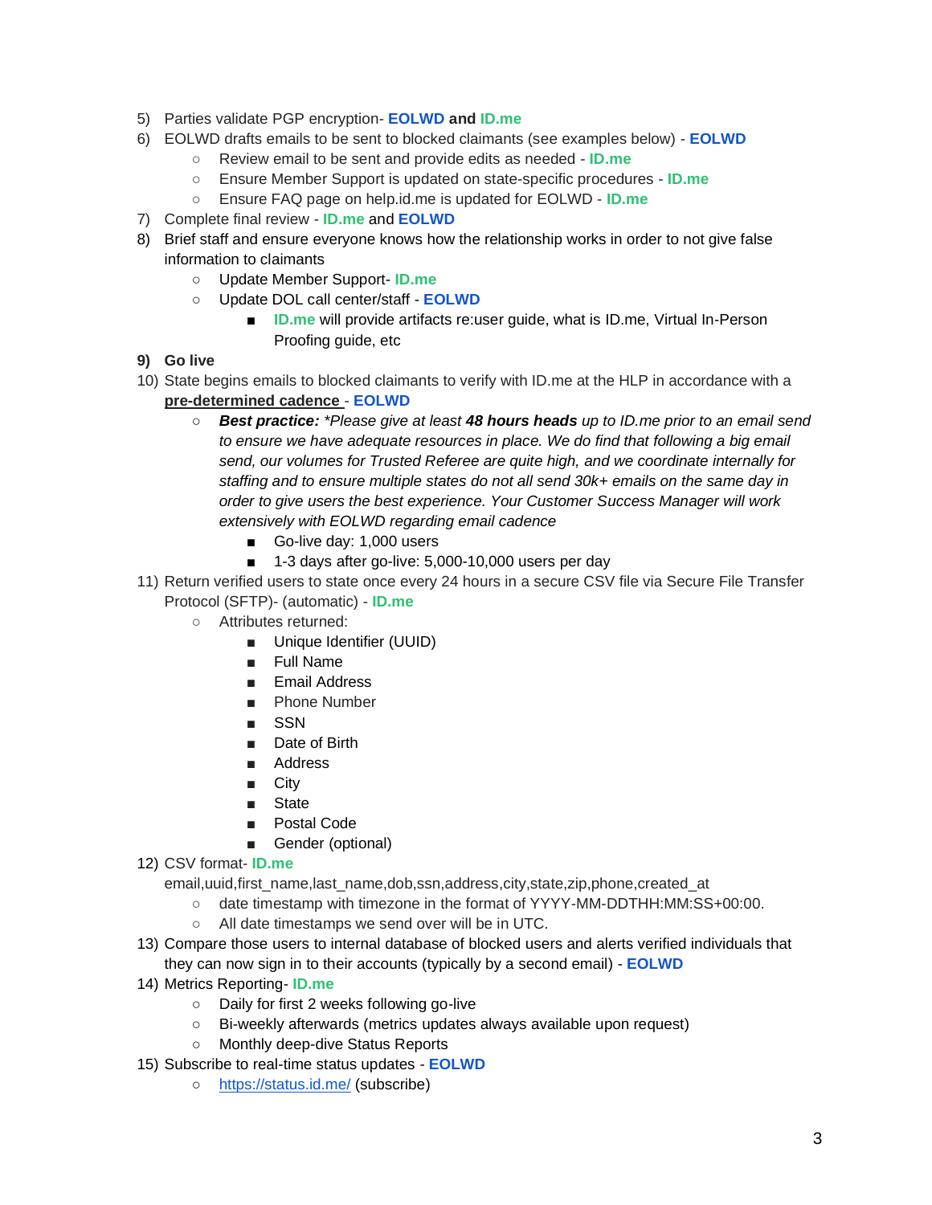5) Parties validate PGP encryption- **EOLWD and ID.me**
6) EOLWD drafts emails to be sent to blocked claimants (see examples below) - **EOLWD**
   - Review email to be sent and provide edits as needed - **ID.me**
   - Ensure Member Support is updated on state-specific procedures - **ID.me**
   - Ensure FAQ page on help.id.me is updated for EOLWD - **ID.me**
7) Complete final review - **ID.me** and **EOLWD**
8) Brief staff and ensure everyone knows how the relationship works in order to not give false information to claimants
   - Update Member Support- **ID.me**
   - Update DOL call center/staff - **EOLWD**
     - **ID.me** will provide artifacts re:user guide, what is ID.me, Virtual In-Person Proofing guide, etc
9) **Go live**
10) State begins emails to blocked claimants to verify with ID.me at the HLP in accordance with a **pre-determined cadence** - **EOLWD**
    - ***Best practice:*** **Please give at least* ***48 hours heads*** *up to ID.me prior to an email send to ensure we have adequate resources in place. We do find that following a big email send, our volumes for Trusted Referee are quite high, and we coordinate internally for staffing and to ensure multiple states do not all send 30k+ emails on the same day in order to give users the best experience. Your Customer Success Manager will work extensively with EOLWD regarding email cadence*
      - Go-live day: 1,000 users
      - 1-3 days after go-live: 5,000-10,000 users per day
11) Return verified users to state once every 24 hours in a secure CSV file via Secure File Transfer Protocol (SFTP)- (automatic) - **ID.me**
    - Attributes returned:
      - Unique Identifier (UUID)
      - Full Name
      - Email Address
      - Phone Number
      - SSN
      - Date of Birth
      - Address
      - City
      - State
      - Postal Code
      - Gender (optional)
12) CSV format- **ID.me**
    email,uuid,first_name,last_name,dob,ssn,address,city,state,zip,phone,created_at
    - date timestamp with timezone in the format of YYYY-MM-DDTHH:MM:SS+00:00.
    - All date timestamps we send over will be in UTC.
13) Compare those users to internal database of blocked users and alerts verified individuals that they can now sign in to their accounts (typically by a second email) - **EOLWD**
14) Metrics Reporting- **ID.me**
    - Daily for first 2 weeks following go-live
    - Bi-weekly afterwards (metrics updates always available upon request)
    - Monthly deep-dive Status Reports
15) Subscribe to real-time status updates - **EOLWD**
    - https://status.id.me/ (subscribe)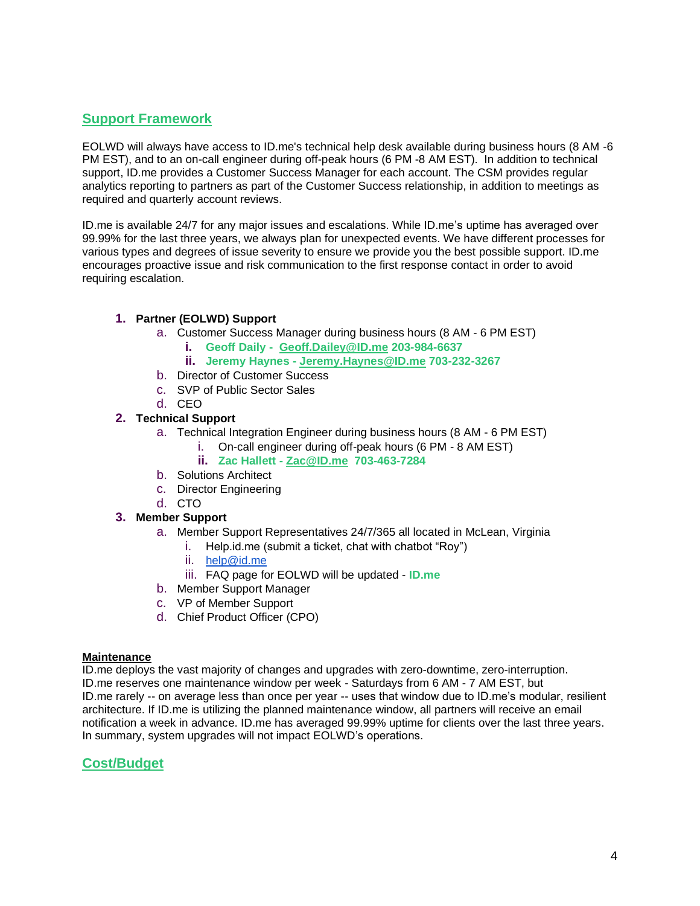## Support Framework

EOLWD will always have access to ID.me's technical help desk available during business hours (8 AM -6 PM EST), and to an on-call engineer during off-peak hours (6 PM -8 AM EST). In addition to technical support, ID.me provides a Customer Success Manager for each account. The CSM provides regular analytics reporting to partners as part of the Customer Success relationship, in addition to meetings as required and quarterly account reviews.

ID.me is available 24/7 for any major issues and escalations. While ID.me's uptime has averaged over 99.99% for the last three years, we always plan for unexpected events. We have different processes for various types and degrees of issue severity to ensure we provide you the best possible support. ID.me encourages proactive issue and risk communication to the first response contact in order to avoid requiring escalation.

1. **Partner (EOLWD) Support**
   a. Customer Success Manager during business hours (8 AM - 6 PM EST)
      i. **Geoff Daily - Geoff.Dailey@ID.me 203-984-6637**
      ii. **Jeremy Haynes - Jeremy.Haynes@ID.me 703-232-3267**
   b. Director of Customer Success
   c. SVP of Public Sector Sales
   d. CEO
2. **Technical Support**
   a. Technical Integration Engineer during business hours (8 AM - 6 PM EST)
      i. On-call engineer during off-peak hours (6 PM - 8 AM EST)
      ii. **Zac Hallett - Zac@ID.me 703-463-7284**
   b. Solutions Architect
   c. Director Engineering
   d. CTO
3. **Member Support**
   a. Member Support Representatives 24/7/365 all located in McLean, Virginia
      i. Help.id.me (submit a ticket, chat with chatbot "Roy")
      ii. help@id.me
      iii. FAQ page for EOLWD will be updated - **ID.me**
   b. Member Support Manager
   c. VP of Member Support
   d. Chief Product Officer (CPO)

**Maintenance**

ID.me deploys the vast majority of changes and upgrades with zero-downtime, zero-interruption. ID.me reserves one maintenance window per week - Saturdays from 6 AM - 7 AM EST, but ID.me rarely -- on average less than once per year -- uses that window due to ID.me's modular, resilient architecture. If ID.me is utilizing the planned maintenance window, all partners will receive an email notification a week in advance. ID.me has averaged 99.99% uptime for clients over the last three years. In summary, system upgrades will not impact EOLWD's operations.

## Cost/Budget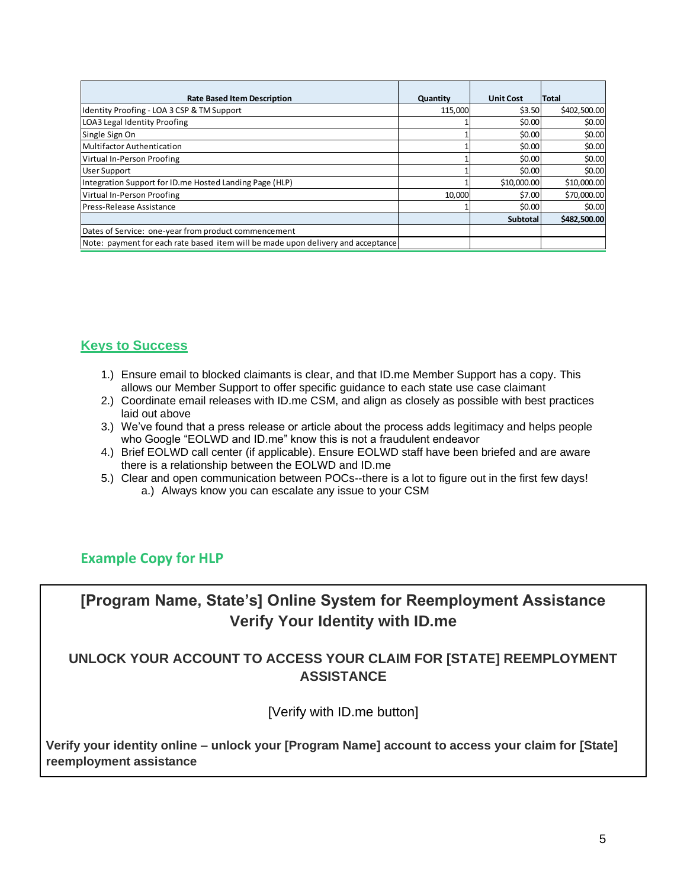| Rate Based Item Description | Quantity | Unit Cost | Total |
|---|---|---|---|
| Identity Proofing - LOA 3 CSP & TM Support | 115,000 | $3.50 | $402,500.00 |
| LOA3 Legal Identity Proofing | 1 | $0.00 | $0.00 |
| Single Sign On | 1 | $0.00 | $0.00 |
| Multifactor Authentication | 1 | $0.00 | $0.00 |
| Virtual In-Person Proofing | 1 | $0.00 | $0.00 |
| User Support | 1 | $0.00 | $0.00 |
| Integration Support for ID.me Hosted Landing Page (HLP) | 1 | $10,000.00 | $10,000.00 |
| Virtual In-Person Proofing | 10,000 | $7.00 | $70,000.00 |
| Press-Release Assistance | 1 | $0.00 | $0.00 |
| | | **Subtotal** | **$482,500.00** |
| Dates of Service: one-year from product commencement | | | |
| Note: payment for each rate based item will be made upon delivery and acceptance | | | |

## Keys to Success

1.) Ensure email to blocked claimants is clear, and that ID.me Member Support has a copy. This allows our Member Support to offer specific guidance to each state use case claimant
2.) Coordinate email releases with ID.me CSM, and align as closely as possible with best practices laid out above
3.) We've found that a press release or article about the process adds legitimacy and helps people who Google "EOLWD and ID.me" know this is not a fraudulent endeavor
4.) Brief EOLWD call center (if applicable). Ensure EOLWD staff have been briefed and are aware there is a relationship between the EOLWD and ID.me
5.) Clear and open communication between POCs--there is a lot to figure out in the first few days!
    a.) Always know you can escalate any issue to your CSM

## Example Copy for HLP

**[Program Name, State's] Online System for Reemployment Assistance**
**Verify Your Identity with ID.me**

**UNLOCK YOUR ACCOUNT TO ACCESS YOUR CLAIM FOR [STATE] REEMPLOYMENT ASSISTANCE**

[Verify with ID.me button]

**Verify your identity online – unlock your [Program Name] account to access your claim for [State] reemployment assistance**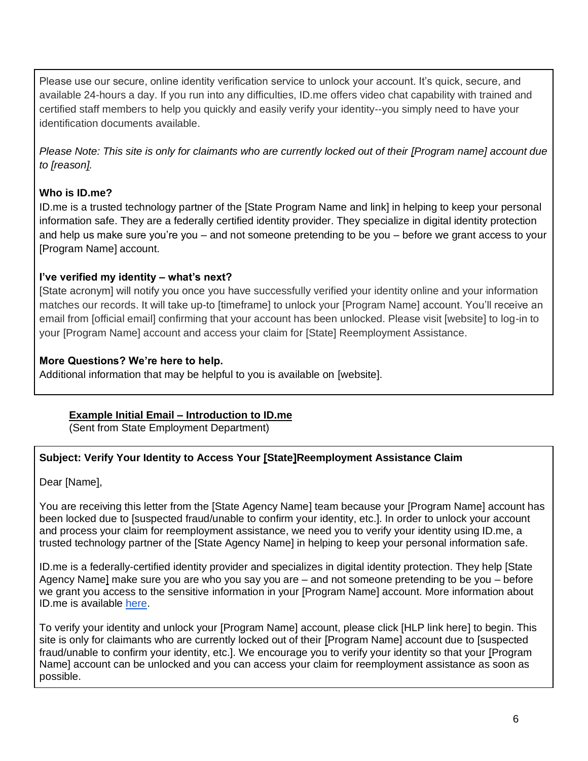Please use our secure, online identity verification service to unlock your account. It's quick, secure, and available 24-hours a day. If you run into any difficulties, ID.me offers video chat capability with trained and certified staff members to help you quickly and easily verify your identity--you simply need to have your identification documents available.

*Please Note: This site is only for claimants who are currently locked out of their [Program name] account due to [reason].*

**Who is ID.me?**
ID.me is a trusted technology partner of the [State Program Name and link] in helping to keep your personal information safe. They are a federally certified identity provider. They specialize in digital identity protection and help us make sure you're you – and not someone pretending to be you – before we grant access to your [Program Name] account.

**I've verified my identity – what's next?**
[State acronym] will notify you once you have successfully verified your identity online and your information matches our records. It will take up-to [timeframe] to unlock your [Program Name] account. You'll receive an email from [official email] confirming that your account has been unlocked. Please visit [website] to log-in to your [Program Name] account and access your claim for [State] Reemployment Assistance.

**More Questions? We're here to help.**
Additional information that may be helpful to you is available on [website].

**Example Initial Email – Introduction to ID.me**
(Sent from State Employment Department)

**Subject: Verify Your Identity to Access Your [State]Reemployment Assistance Claim**

Dear [Name],

You are receiving this letter from the [State Agency Name] team because your [Program Name] account has been locked due to [suspected fraud/unable to confirm your identity, etc.]. In order to unlock your account and process your claim for reemployment assistance, we need you to verify your identity using ID.me, a trusted technology partner of the [State Agency Name] in helping to keep your personal information safe.

ID.me is a federally-certified identity provider and specializes in digital identity protection. They help [State Agency Name] make sure you are who you say you are – and not someone pretending to be you – before we grant you access to the sensitive information in your [Program Name] account. More information about ID.me is available here.

To verify your identity and unlock your [Program Name] account, please click [HLP link here] to begin. This site is only for claimants who are currently locked out of their [Program Name] account due to [suspected fraud/unable to confirm your identity, etc.]. We encourage you to verify your identity so that your [Program Name] account can be unlocked and you can access your claim for reemployment assistance as soon as possible.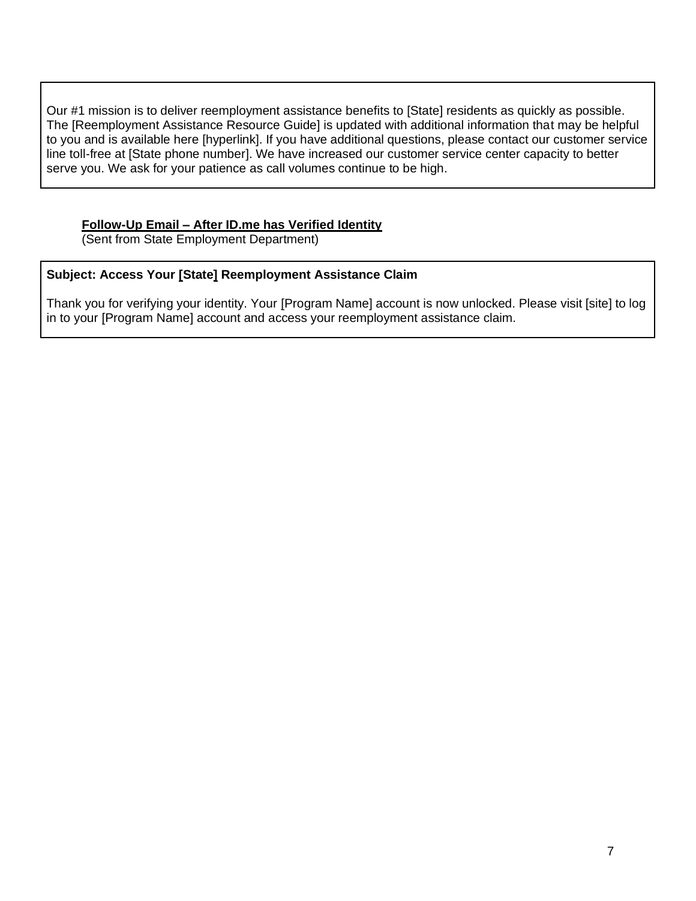Our #1 mission is to deliver reemployment assistance benefits to [State] residents as quickly as possible. The [Reemployment Assistance Resource Guide] is updated with additional information that may be helpful to you and is available here [hyperlink]. If you have additional questions, please contact our customer service line toll-free at [State phone number]. We have increased our customer service center capacity to better serve you. We ask for your patience as call volumes continue to be high.

**Follow-Up Email – After ID.me has Verified Identity**
(Sent from State Employment Department)

**Subject: Access Your [State] Reemployment Assistance Claim**

Thank you for verifying your identity. Your [Program Name] account is now unlocked. Please visit [site] to log in to your [Program Name] account and access your reemployment assistance claim.